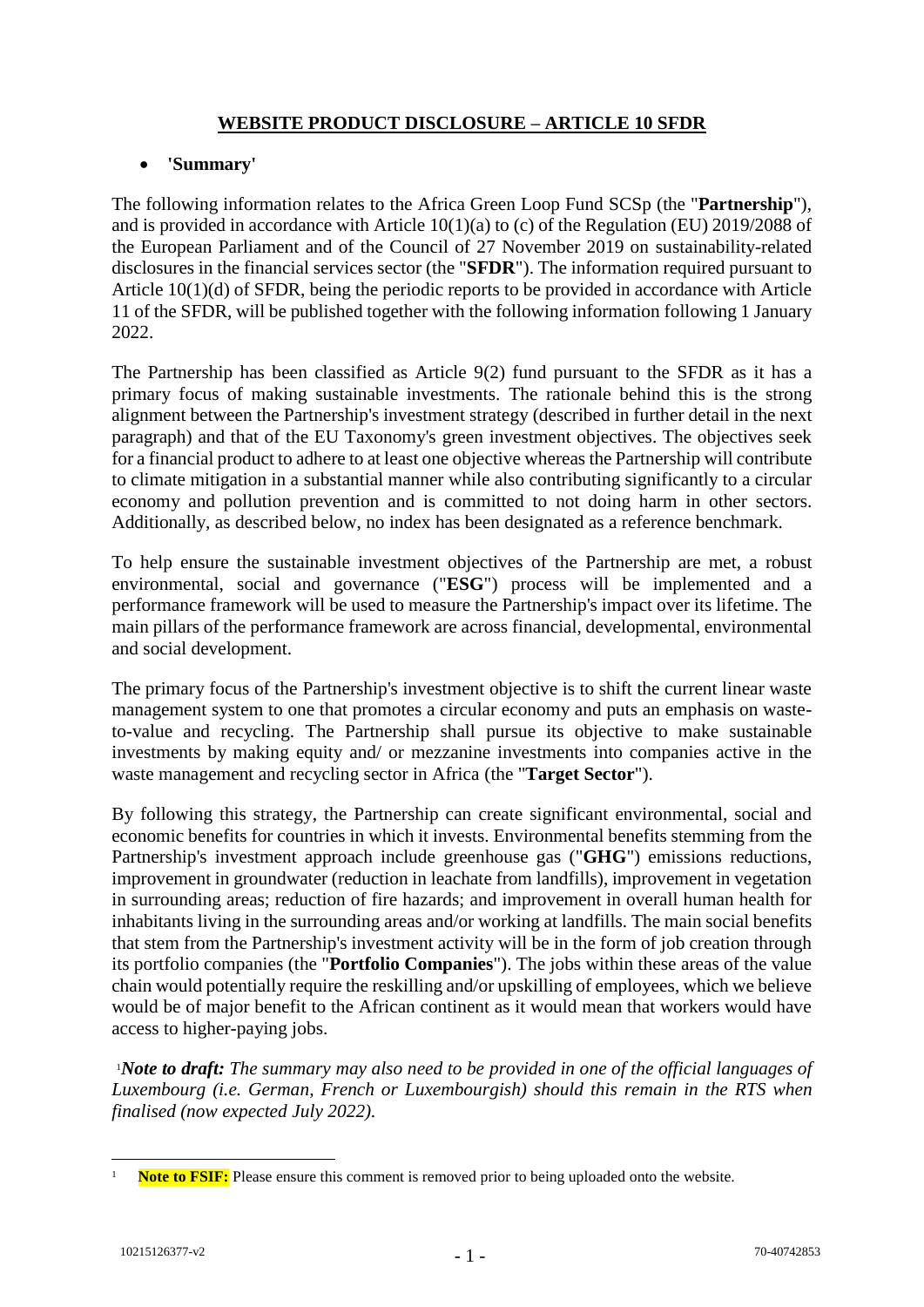## WEBSITE PRODUCT DISCLOSURE – ARTICLE 10 SFDR

- **'Summary'**

The following information relates to the Africa Green Loop Fund SCSp (the "**Partnership**"), and is provided in accordance with Article 10(1)(a) to (c) of the Regulation (EU) 2019/2088 of the European Parliament and of the Council of 27 November 2019 on sustainability-related disclosures in the financial services sector (the "**SFDR**"). The information required pursuant to Article 10(1)(d) of SFDR, being the periodic reports to be provided in accordance with Article 11 of the SFDR, will be published together with the following information following 1 January 2022.

The Partnership has been classified as Article 9(2) fund pursuant to the SFDR as it has a primary focus of making sustainable investments. The rationale behind this is the strong alignment between the Partnership's investment strategy (described in further detail in the next paragraph) and that of the EU Taxonomy's green investment objectives. The objectives seek for a financial product to adhere to at least one objective whereas the Partnership will contribute to climate mitigation in a substantial manner while also contributing significantly to a circular economy and pollution prevention and is committed to not doing harm in other sectors. Additionally, as described below, no index has been designated as a reference benchmark.

To help ensure the sustainable investment objectives of the Partnership are met, a robust environmental, social and governance ("**ESG**") process will be implemented and a performance framework will be used to measure the Partnership's impact over its lifetime. The main pillars of the performance framework are across financial, developmental, environmental and social development.

The primary focus of the Partnership's investment objective is to shift the current linear waste management system to one that promotes a circular economy and puts an emphasis on waste-to-value and recycling. The Partnership shall pursue its objective to make sustainable investments by making equity and/ or mezzanine investments into companies active in the waste management and recycling sector in Africa (the "**Target Sector**").

By following this strategy, the Partnership can create significant environmental, social and economic benefits for countries in which it invests. Environmental benefits stemming from the Partnership's investment approach include greenhouse gas ("**GHG**") emissions reductions, improvement in groundwater (reduction in leachate from landfills), improvement in vegetation in surrounding areas; reduction of fire hazards; and improvement in overall human health for inhabitants living in the surrounding areas and/or working at landfills. The main social benefits that stem from the Partnership's investment activity will be in the form of job creation through its portfolio companies (the "**Portfolio Companies**"). The jobs within these areas of the value chain would potentially require the reskilling and/or upskilling of employees, which we believe would be of major benefit to the African continent as it would mean that workers would have access to higher-paying jobs.

[1]***Note to draft:*** *The summary may also need to be provided in one of the official languages of Luxembourg (i.e. German, French or Luxembourgish) should this remain in the RTS when finalised (now expected July 2022).*

---

[1] **Note to FSIF:** Please ensure this comment is removed prior to being uploaded onto the website.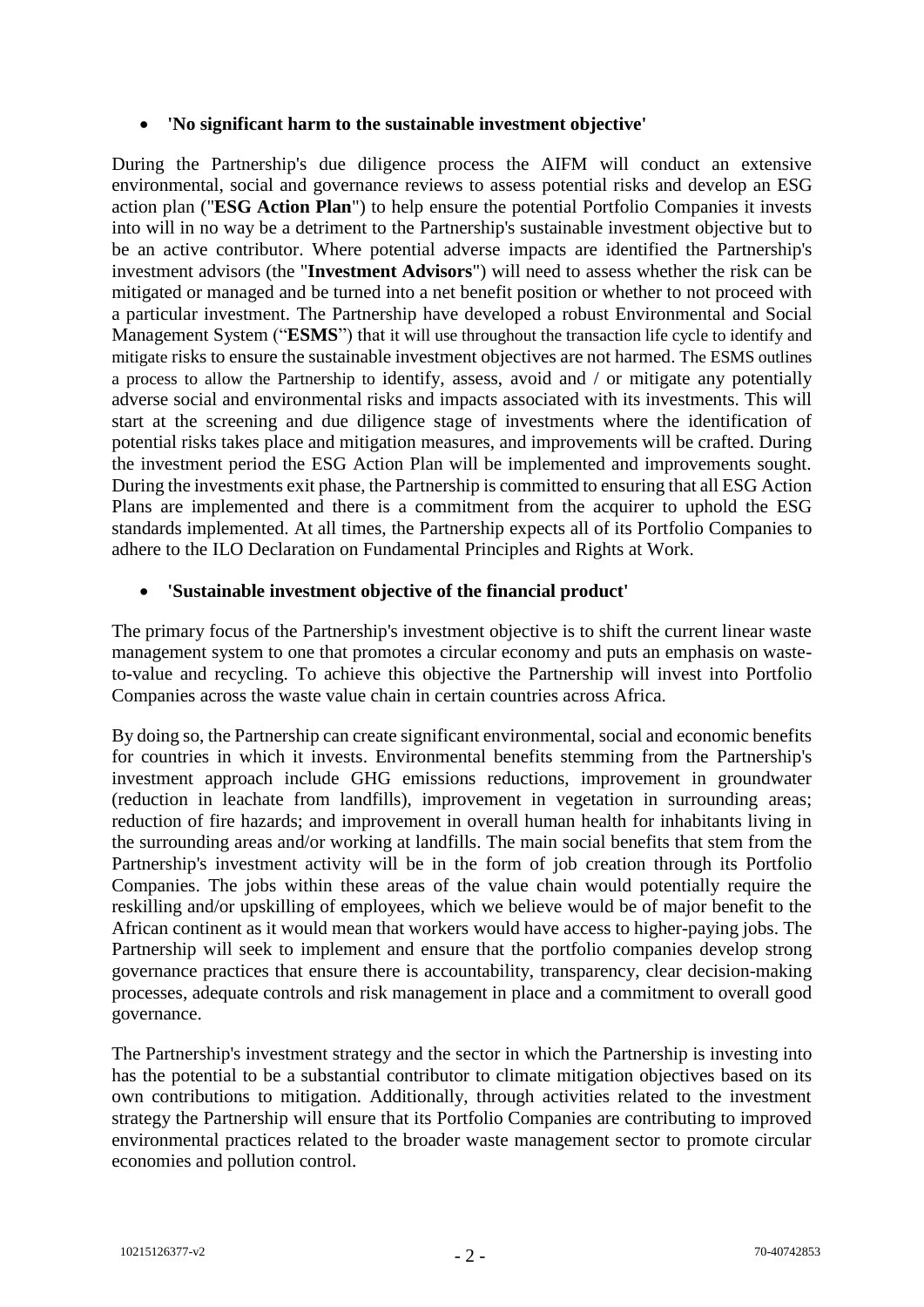- **'No significant harm to the sustainable investment objective'**

During the Partnership's due diligence process the AIFM will conduct an extensive environmental, social and governance reviews to assess potential risks and develop an ESG action plan ("**ESG Action Plan**") to help ensure the potential Portfolio Companies it invests into will in no way be a detriment to the Partnership's sustainable investment objective but to be an active contributor. Where potential adverse impacts are identified the Partnership's investment advisors (the "**Investment Advisors**") will need to assess whether the risk can be mitigated or managed and be turned into a net benefit position or whether to not proceed with a particular investment. The Partnership have developed a robust Environmental and Social Management System ("**ESMS**") that it will use throughout the transaction life cycle to identify and mitigate risks to ensure the sustainable investment objectives are not harmed. The ESMS outlines a process to allow the Partnership to identify, assess, avoid and / or mitigate any potentially adverse social and environmental risks and impacts associated with its investments. This will start at the screening and due diligence stage of investments where the identification of potential risks takes place and mitigation measures, and improvements will be crafted. During the investment period the ESG Action Plan will be implemented and improvements sought. During the investments exit phase, the Partnership is committed to ensuring that all ESG Action Plans are implemented and there is a commitment from the acquirer to uphold the ESG standards implemented. At all times, the Partnership expects all of its Portfolio Companies to adhere to the ILO Declaration on Fundamental Principles and Rights at Work.

- **'Sustainable investment objective of the financial product'**

The primary focus of the Partnership's investment objective is to shift the current linear waste management system to one that promotes a circular economy and puts an emphasis on waste-to-value and recycling. To achieve this objective the Partnership will invest into Portfolio Companies across the waste value chain in certain countries across Africa.

By doing so, the Partnership can create significant environmental, social and economic benefits for countries in which it invests. Environmental benefits stemming from the Partnership's investment approach include GHG emissions reductions, improvement in groundwater (reduction in leachate from landfills), improvement in vegetation in surrounding areas; reduction of fire hazards; and improvement in overall human health for inhabitants living in the surrounding areas and/or working at landfills. The main social benefits that stem from the Partnership's investment activity will be in the form of job creation through its Portfolio Companies. The jobs within these areas of the value chain would potentially require the reskilling and/or upskilling of employees, which we believe would be of major benefit to the African continent as it would mean that workers would have access to higher-paying jobs. The Partnership will seek to implement and ensure that the portfolio companies develop strong governance practices that ensure there is accountability, transparency, clear decision-making processes, adequate controls and risk management in place and a commitment to overall good governance.

The Partnership's investment strategy and the sector in which the Partnership is investing into has the potential to be a substantial contributor to climate mitigation objectives based on its own contributions to mitigation. Additionally, through activities related to the investment strategy the Partnership will ensure that its Portfolio Companies are contributing to improved environmental practices related to the broader waste management sector to promote circular economies and pollution control.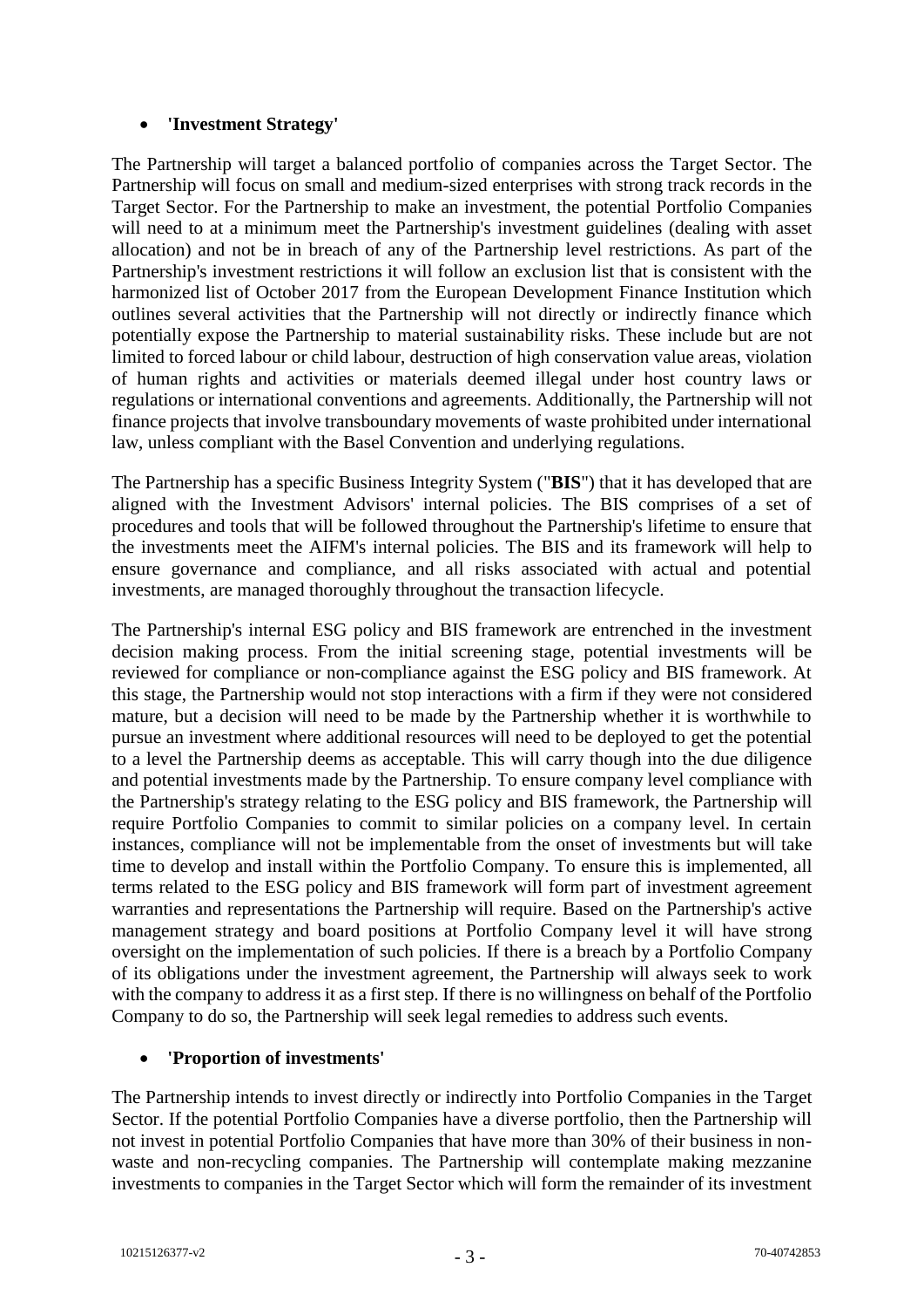- **'Investment Strategy'**

The Partnership will target a balanced portfolio of companies across the Target Sector. The Partnership will focus on small and medium-sized enterprises with strong track records in the Target Sector. For the Partnership to make an investment, the potential Portfolio Companies will need to at a minimum meet the Partnership's investment guidelines (dealing with asset allocation) and not be in breach of any of the Partnership level restrictions. As part of the Partnership's investment restrictions it will follow an exclusion list that is consistent with the harmonized list of October 2017 from the European Development Finance Institution which outlines several activities that the Partnership will not directly or indirectly finance which potentially expose the Partnership to material sustainability risks. These include but are not limited to forced labour or child labour, destruction of high conservation value areas, violation of human rights and activities or materials deemed illegal under host country laws or regulations or international conventions and agreements. Additionally, the Partnership will not finance projects that involve transboundary movements of waste prohibited under international law, unless compliant with the Basel Convention and underlying regulations.

The Partnership has a specific Business Integrity System ("**BIS**") that it has developed that are aligned with the Investment Advisors' internal policies. The BIS comprises of a set of procedures and tools that will be followed throughout the Partnership's lifetime to ensure that the investments meet the AIFM's internal policies. The BIS and its framework will help to ensure governance and compliance, and all risks associated with actual and potential investments, are managed thoroughly throughout the transaction lifecycle.

The Partnership's internal ESG policy and BIS framework are entrenched in the investment decision making process. From the initial screening stage, potential investments will be reviewed for compliance or non-compliance against the ESG policy and BIS framework. At this stage, the Partnership would not stop interactions with a firm if they were not considered mature, but a decision will need to be made by the Partnership whether it is worthwhile to pursue an investment where additional resources will need to be deployed to get the potential to a level the Partnership deems as acceptable. This will carry though into the due diligence and potential investments made by the Partnership. To ensure company level compliance with the Partnership's strategy relating to the ESG policy and BIS framework, the Partnership will require Portfolio Companies to commit to similar policies on a company level. In certain instances, compliance will not be implementable from the onset of investments but will take time to develop and install within the Portfolio Company. To ensure this is implemented, all terms related to the ESG policy and BIS framework will form part of investment agreement warranties and representations the Partnership will require. Based on the Partnership's active management strategy and board positions at Portfolio Company level it will have strong oversight on the implementation of such policies. If there is a breach by a Portfolio Company of its obligations under the investment agreement, the Partnership will always seek to work with the company to address it as a first step. If there is no willingness on behalf of the Portfolio Company to do so, the Partnership will seek legal remedies to address such events.

- **'Proportion of investments'**

The Partnership intends to invest directly or indirectly into Portfolio Companies in the Target Sector. If the potential Portfolio Companies have a diverse portfolio, then the Partnership will not invest in potential Portfolio Companies that have more than 30% of their business in non-waste and non-recycling companies. The Partnership will contemplate making mezzanine investments to companies in the Target Sector which will form the remainder of its investment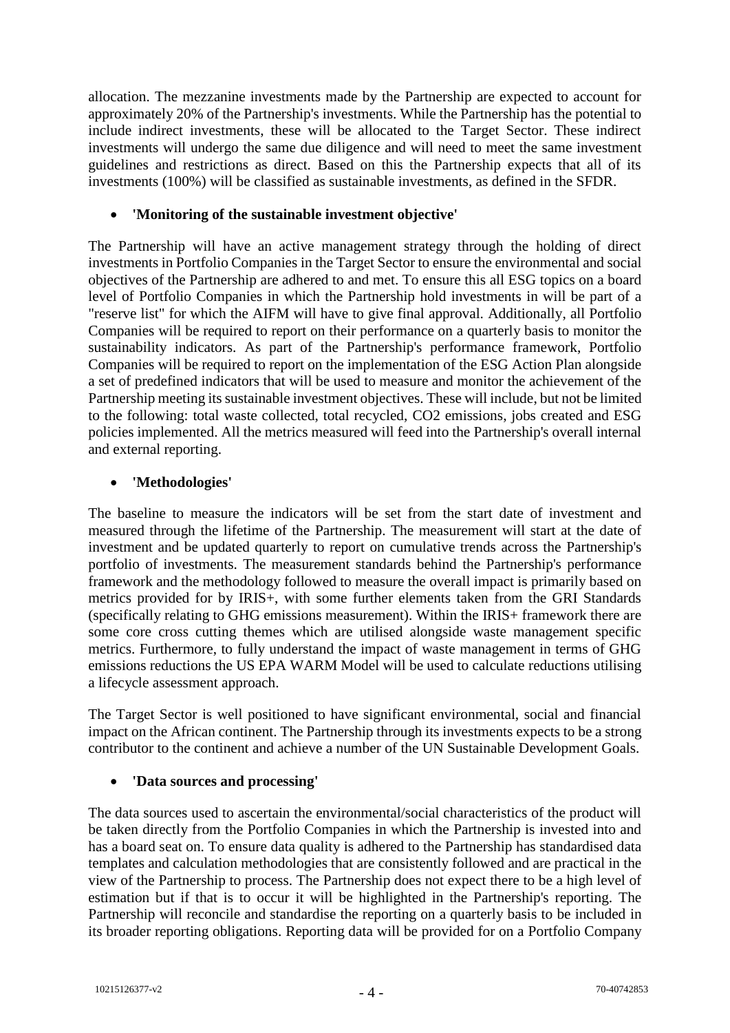allocation. The mezzanine investments made by the Partnership are expected to account for approximately 20% of the Partnership's investments. While the Partnership has the potential to include indirect investments, these will be allocated to the Target Sector. These indirect investments will undergo the same due diligence and will need to meet the same investment guidelines and restrictions as direct. Based on this the Partnership expects that all of its investments (100%) will be classified as sustainable investments, as defined in the SFDR.

- **'Monitoring of the sustainable investment objective'**

The Partnership will have an active management strategy through the holding of direct investments in Portfolio Companies in the Target Sector to ensure the environmental and social objectives of the Partnership are adhered to and met. To ensure this all ESG topics on a board level of Portfolio Companies in which the Partnership hold investments in will be part of a "reserve list" for which the AIFM will have to give final approval. Additionally, all Portfolio Companies will be required to report on their performance on a quarterly basis to monitor the sustainability indicators. As part of the Partnership's performance framework, Portfolio Companies will be required to report on the implementation of the ESG Action Plan alongside a set of predefined indicators that will be used to measure and monitor the achievement of the Partnership meeting its sustainable investment objectives. These will include, but not be limited to the following: total waste collected, total recycled, $CO_2$ emissions, jobs created and ESG policies implemented. All the metrics measured will feed into the Partnership's overall internal and external reporting.

- **'Methodologies'**

The baseline to measure the indicators will be set from the start date of investment and measured through the lifetime of the Partnership. The measurement will start at the date of investment and be updated quarterly to report on cumulative trends across the Partnership's portfolio of investments. The measurement standards behind the Partnership's performance framework and the methodology followed to measure the overall impact is primarily based on metrics provided for by IRIS+, with some further elements taken from the GRI Standards (specifically relating to GHG emissions measurement). Within the IRIS+ framework there are some core cross cutting themes which are utilised alongside waste management specific metrics. Furthermore, to fully understand the impact of waste management in terms of GHG emissions reductions the US EPA WARM Model will be used to calculate reductions utilising a lifecycle assessment approach.

The Target Sector is well positioned to have significant environmental, social and financial impact on the African continent. The Partnership through its investments expects to be a strong contributor to the continent and achieve a number of the UN Sustainable Development Goals.

- **'Data sources and processing'**

The data sources used to ascertain the environmental/social characteristics of the product will be taken directly from the Portfolio Companies in which the Partnership is invested into and has a board seat on. To ensure data quality is adhered to the Partnership has standardised data templates and calculation methodologies that are consistently followed and are practical in the view of the Partnership to process. The Partnership does not expect there to be a high level of estimation but if that is to occur it will be highlighted in the Partnership's reporting. The Partnership will reconcile and standardise the reporting on a quarterly basis to be included in its broader reporting obligations. Reporting data will be provided for on a Portfolio Company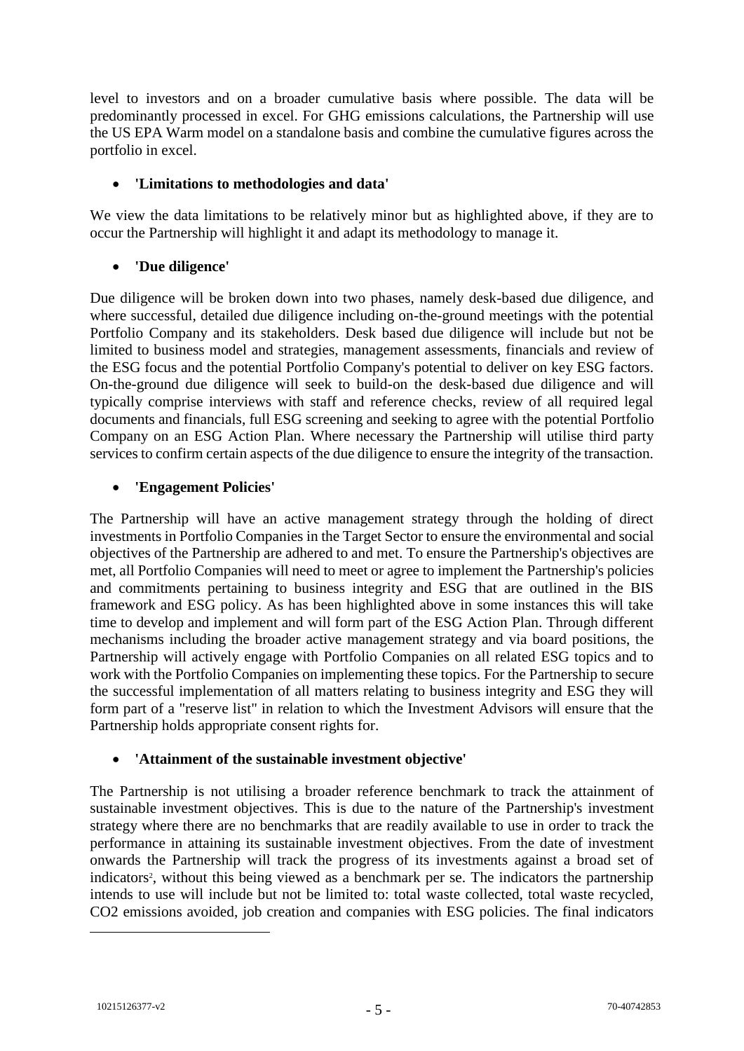level to investors and on a broader cumulative basis where possible. The data will be predominantly processed in excel. For GHG emissions calculations, the Partnership will use the US EPA Warm model on a standalone basis and combine the cumulative figures across the portfolio in excel.

- **'Limitations to methodologies and data'**

We view the data limitations to be relatively minor but as highlighted above, if they are to occur the Partnership will highlight it and adapt its methodology to manage it.

- **'Due diligence'**

Due diligence will be broken down into two phases, namely desk-based due diligence, and where successful, detailed due diligence including on-the-ground meetings with the potential Portfolio Company and its stakeholders. Desk based due diligence will include but not be limited to business model and strategies, management assessments, financials and review of the ESG focus and the potential Portfolio Company's potential to deliver on key ESG factors. On-the-ground due diligence will seek to build-on the desk-based due diligence and will typically comprise interviews with staff and reference checks, review of all required legal documents and financials, full ESG screening and seeking to agree with the potential Portfolio Company on an ESG Action Plan. Where necessary the Partnership will utilise third party services to confirm certain aspects of the due diligence to ensure the integrity of the transaction.

- **'Engagement Policies'**

The Partnership will have an active management strategy through the holding of direct investments in Portfolio Companies in the Target Sector to ensure the environmental and social objectives of the Partnership are adhered to and met. To ensure the Partnership's objectives are met, all Portfolio Companies will need to meet or agree to implement the Partnership's policies and commitments pertaining to business integrity and ESG that are outlined in the BIS framework and ESG policy. As has been highlighted above in some instances this will take time to develop and implement and will form part of the ESG Action Plan. Through different mechanisms including the broader active management strategy and via board positions, the Partnership will actively engage with Portfolio Companies on all related ESG topics and to work with the Portfolio Companies on implementing these topics. For the Partnership to secure the successful implementation of all matters relating to business integrity and ESG they will form part of a "reserve list" in relation to which the Investment Advisors will ensure that the Partnership holds appropriate consent rights for.

- **'Attainment of the sustainable investment objective'**

The Partnership is not utilising a broader reference benchmark to track the attainment of sustainable investment objectives. This is due to the nature of the Partnership's investment strategy where there are no benchmarks that are readily available to use in order to track the performance in attaining its sustainable investment objectives. From the date of investment onwards the Partnership will track the progress of its investments against a broad set of indicators[2], without this being viewed as a benchmark per se. The indicators the partnership intends to use will include but not be limited to: total waste collected, total waste recycled, $CO_2$ emissions avoided, job creation and companies with ESG policies. The final indicators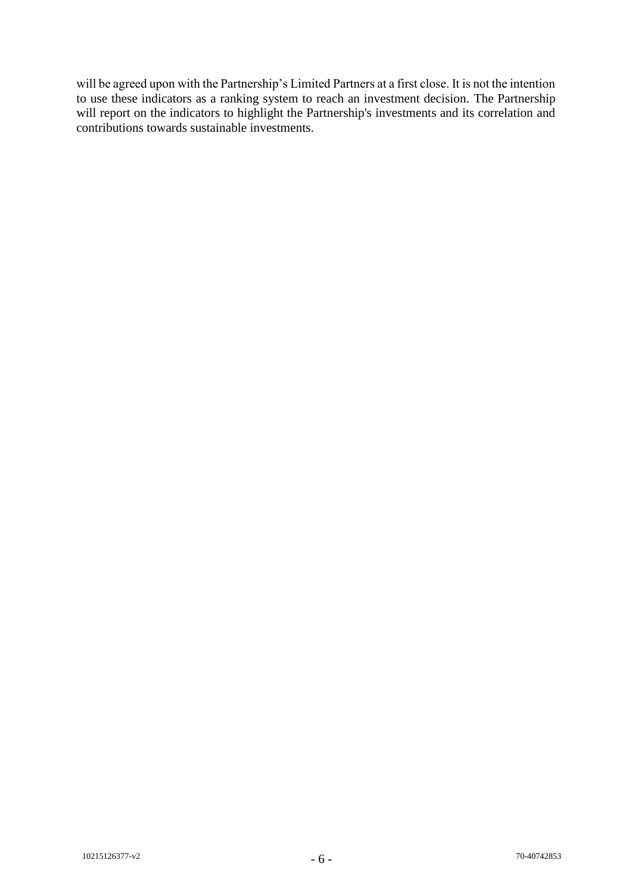will be agreed upon with the Partnership's Limited Partners at a first close. It is not the intention to use these indicators as a ranking system to reach an investment decision. The Partnership will report on the indicators to highlight the Partnership's investments and its correlation and contributions towards sustainable investments.